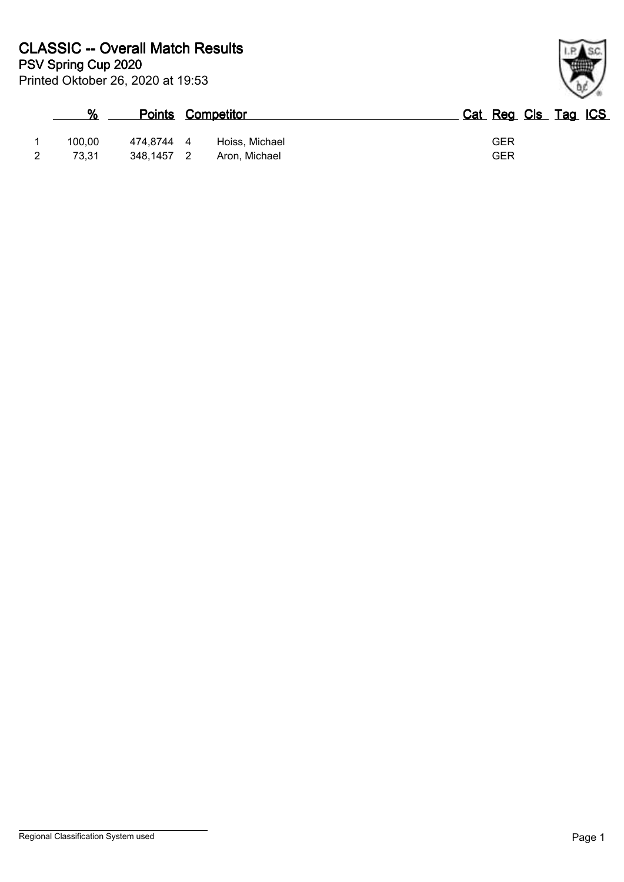# CLASSIC -- Overall Match Results

## PSV Spring Cup 2020

Printed Oktober 26, 2020 at 19:53

| | % | Points | | Competitor | Cat | Reg | Cls | Tag | ICS |
|---|---|---|---|---|---|---|---|---|---|
| 1 | 100,00 | 474,8744 | 4 | Hoiss, Michael | | GER | | | |
| 2 | 73,31 | 348,1457 | 2 | Aron, Michael | | GER | | | |

Regional Classification System used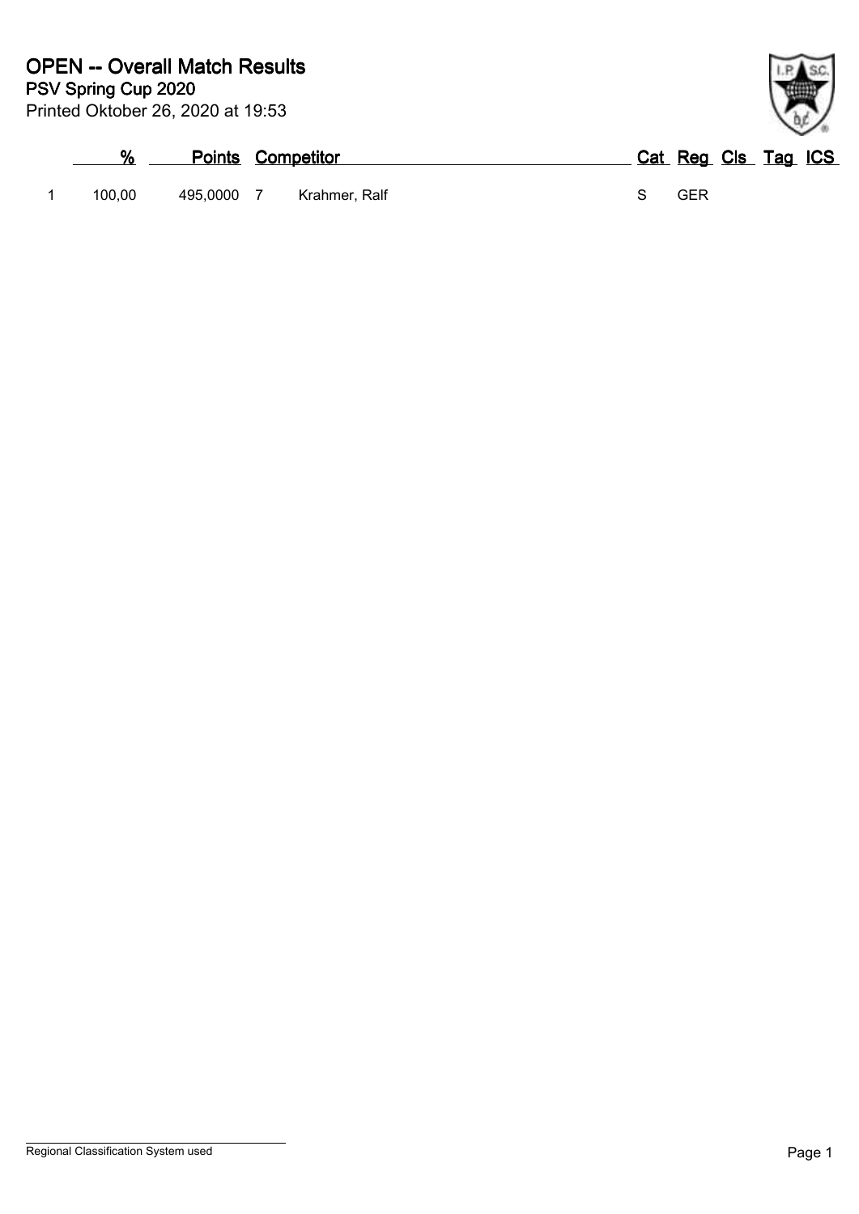# OPEN -- Overall Match Results

## PSV Spring Cup 2020

Printed Oktober 26, 2020 at 19:53

| | % | Points | | Competitor | Cat | Reg | Cls | Tag | ICS |
|---|---|---|---|---|---|---|---|---|---|
| 1 | 100,00 | 495,0000 | 7 | Krahmer, Ralf | S | GER | | | |

Regional Classification System used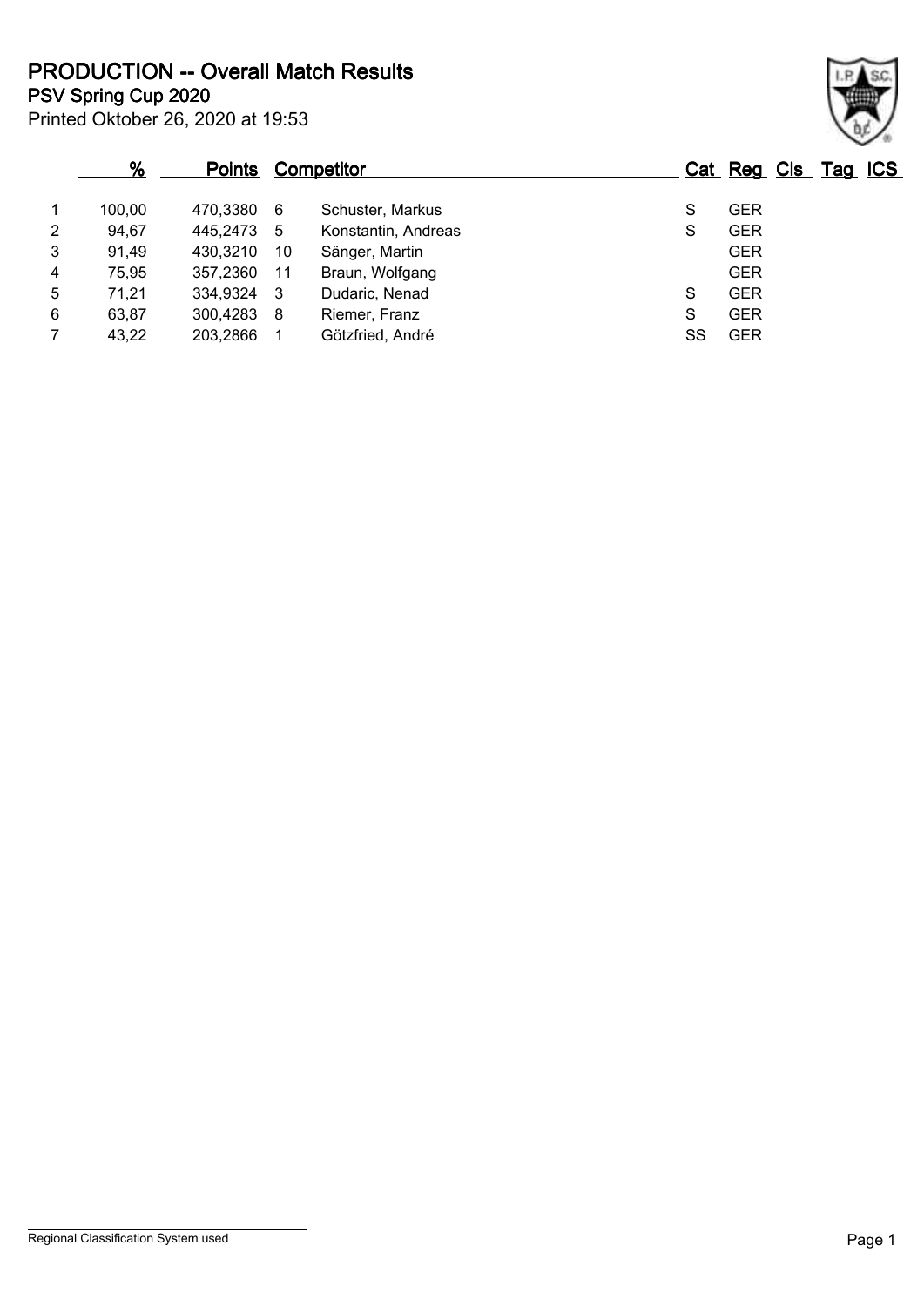# PRODUCTION -- Overall Match Results

**PSV Spring Cup 2020**

Printed Oktober 26, 2020 at 19:53

| | % | Points | | Competitor | Cat | Reg | Cls | Tag | ICS |
|---|---|---|---|---|---|---|---|---|---|
| 1 | 100,00 | 470,3380 | 6 | Schuster, Markus | S | GER | | | |
| 2 | 94,67 | 445,2473 | 5 | Konstantin, Andreas | S | GER | | | |
| 3 | 91,49 | 430,3210 | 10 | Sänger, Martin | | GER | | | |
| 4 | 75,95 | 357,2360 | 11 | Braun, Wolfgang | | GER | | | |
| 5 | 71,21 | 334,9324 | 3 | Dudaric, Nenad | S | GER | | | |
| 6 | 63,87 | 300,4283 | 8 | Riemer, Franz | S | GER | | | |
| 7 | 43,22 | 203,2866 | 1 | Götzfried, André | SS | GER | | | |

Regional Classification System used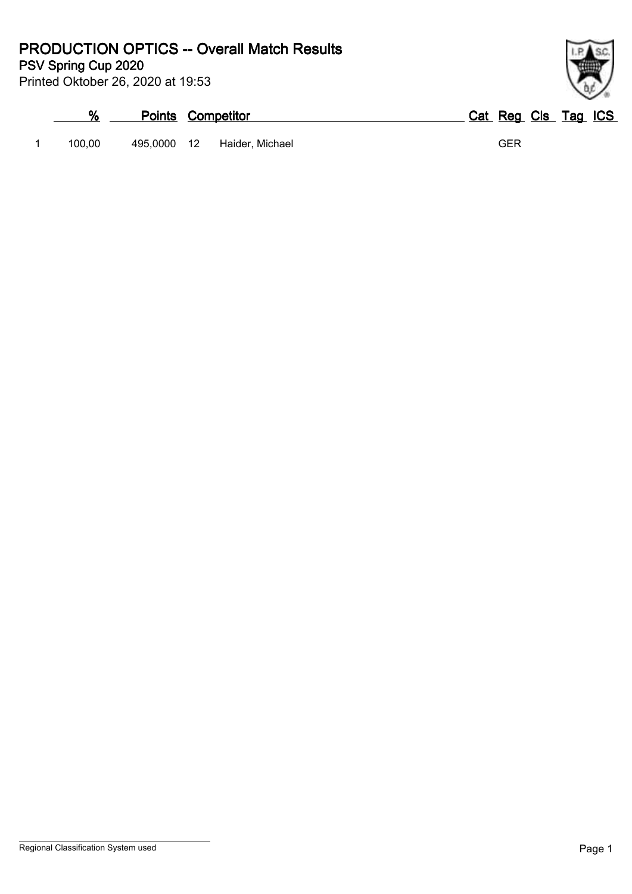# PRODUCTION OPTICS -- Overall Match Results

**PSV Spring Cup 2020**

Printed Oktober 26, 2020 at 19:53

| | % | Points | Competitor | | Cat | Reg | Cls | Tag | ICS |
|---|---|---|---|---|---|---|---|---|---|
| 1 | 100,00 | 495,0000 | 12 | Haider, Michael | | GER | | | |

Regional Classification System used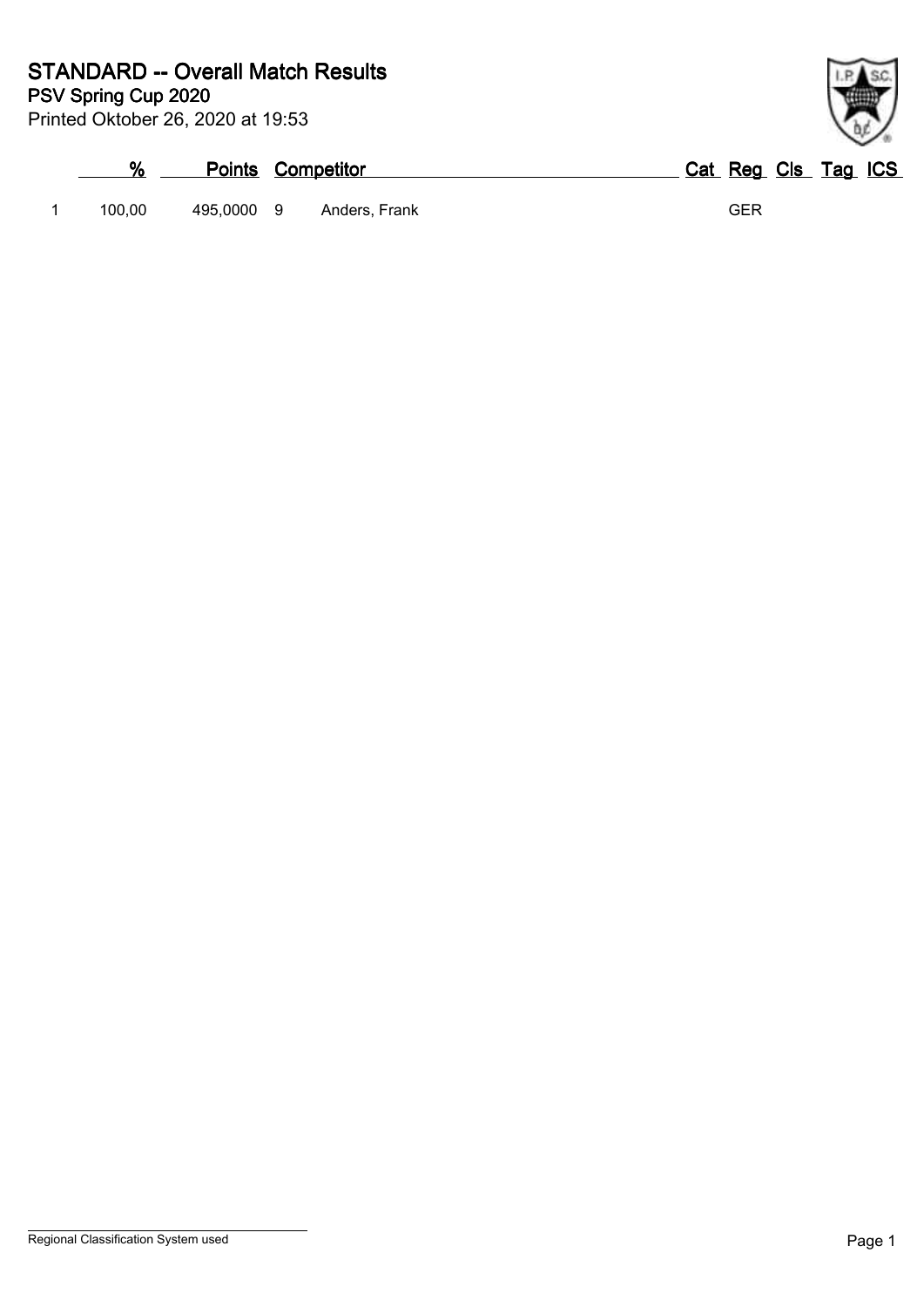# STANDARD -- Overall Match Results

## PSV Spring Cup 2020

Printed Oktober 26, 2020 at 19:53

| | % | Points | Competitor | | Cat | Reg | Cls | Tag | ICS |
|---|---|---|---|---|---|---|---|---|---|
| 1 | 100,00 | 495,0000 | 9 | Anders, Frank | | GER | | | |

Regional Classification System used